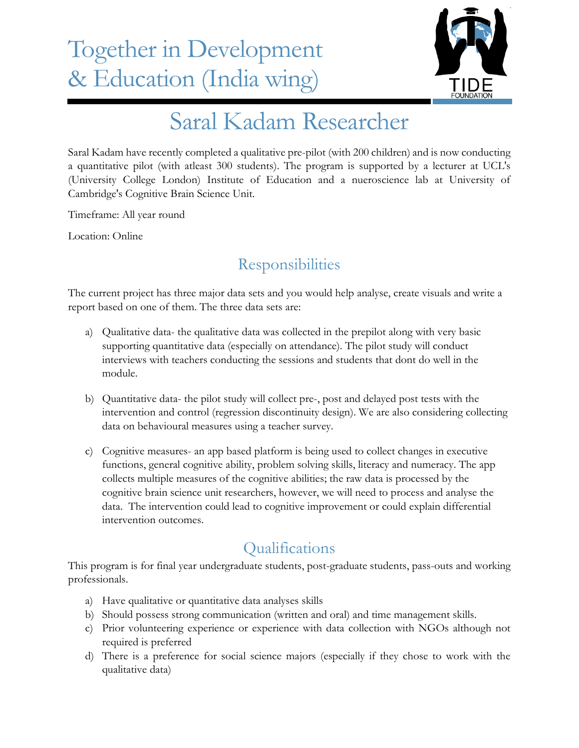# Together in Development & Education (India wing)

TIDE FOUNDATION

## Saral Kadam Researcher

Saral Kadam have recently completed a qualitative pre-pilot (with 200 children) and is now conducting a quantitative pilot (with atleast 300 students). The program is supported by a lecturer at UCL's (University College London) Institute of Education and a nueroscience lab at University of Cambridge's Cognitive Brain Science Unit.

Timeframe: All year round

Location: Online

### Responsibilities

The current project has three major data sets and you would help analyse, create visuals and write a report based on one of them. The three data sets are:

a) Qualitative data- the qualitative data was collected in the prepilot along with very basic supporting quantitative data (especially on attendance). The pilot study will conduct interviews with teachers conducting the sessions and students that dont do well in the module.

b) Quantitative data- the pilot study will collect pre-, post and delayed post tests with the intervention and control (regression discontinuity design). We are also considering collecting data on behavioural measures using a teacher survey.

c) Cognitive measures- an app based platform is being used to collect changes in executive functions, general cognitive ability, problem solving skills, literacy and numeracy. The app collects multiple measures of the cognitive abilities; the raw data is processed by the cognitive brain science unit researchers, however, we will need to process and analyse the data. The intervention could lead to cognitive improvement or could explain differential intervention outcomes.

### Qualifications

This program is for final year undergraduate students, post-graduate students, pass-outs and working professionals.

a) Have qualitative or quantitative data analyses skills

b) Should possess strong communication (written and oral) and time management skills.

c) Prior volunteering experience or experience with data collection with NGOs although not required is preferred

d) There is a preference for social science majors (especially if they chose to work with the qualitative data)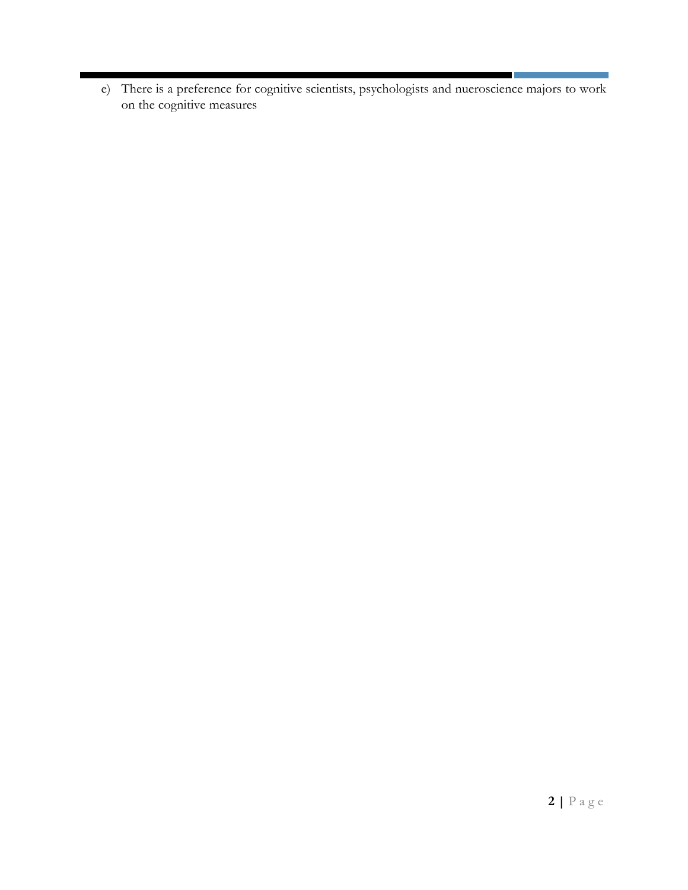e) There is a preference for cognitive scientists, psychologists and nueroscience majors to work on the cognitive measures